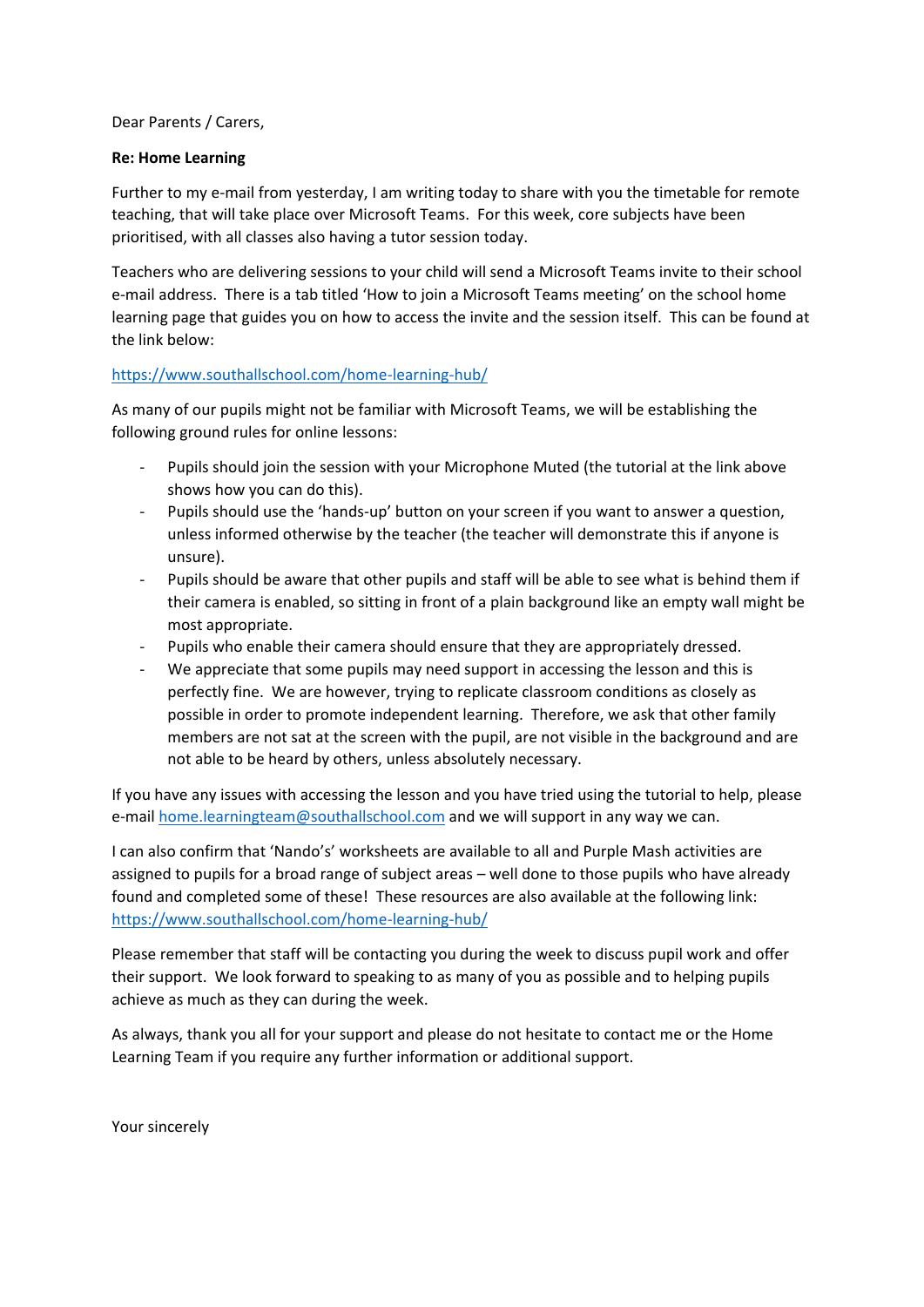Dear Parents / Carers,

**Re: Home Learning**

Further to my e-mail from yesterday, I am writing today to share with you the timetable for remote teaching, that will take place over Microsoft Teams. For this week, core subjects have been prioritised, with all classes also having a tutor session today.

Teachers who are delivering sessions to your child will send a Microsoft Teams invite to their school e-mail address. There is a tab titled 'How to join a Microsoft Teams meeting' on the school home learning page that guides you on how to access the invite and the session itself. This can be found at the link below:

https://www.southallschool.com/home-learning-hub/

As many of our pupils might not be familiar with Microsoft Teams, we will be establishing the following ground rules for online lessons:

- Pupils should join the session with your Microphone Muted (the tutorial at the link above shows how you can do this).
- Pupils should use the 'hands-up' button on your screen if you want to answer a question, unless informed otherwise by the teacher (the teacher will demonstrate this if anyone is unsure).
- Pupils should be aware that other pupils and staff will be able to see what is behind them if their camera is enabled, so sitting in front of a plain background like an empty wall might be most appropriate.
- Pupils who enable their camera should ensure that they are appropriately dressed.
- We appreciate that some pupils may need support in accessing the lesson and this is perfectly fine. We are however, trying to replicate classroom conditions as closely as possible in order to promote independent learning. Therefore, we ask that other family members are not sat at the screen with the pupil, are not visible in the background and are not able to be heard by others, unless absolutely necessary.

If you have any issues with accessing the lesson and you have tried using the tutorial to help, please e-mail home.learningteam@southallschool.com and we will support in any way we can.

I can also confirm that 'Nando's' worksheets are available to all and Purple Mash activities are assigned to pupils for a broad range of subject areas – well done to those pupils who have already found and completed some of these! These resources are also available at the following link: https://www.southallschool.com/home-learning-hub/

Please remember that staff will be contacting you during the week to discuss pupil work and offer their support. We look forward to speaking to as many of you as possible and to helping pupils achieve as much as they can during the week.

As always, thank you all for your support and please do not hesitate to contact me or the Home Learning Team if you require any further information or additional support.

Your sincerely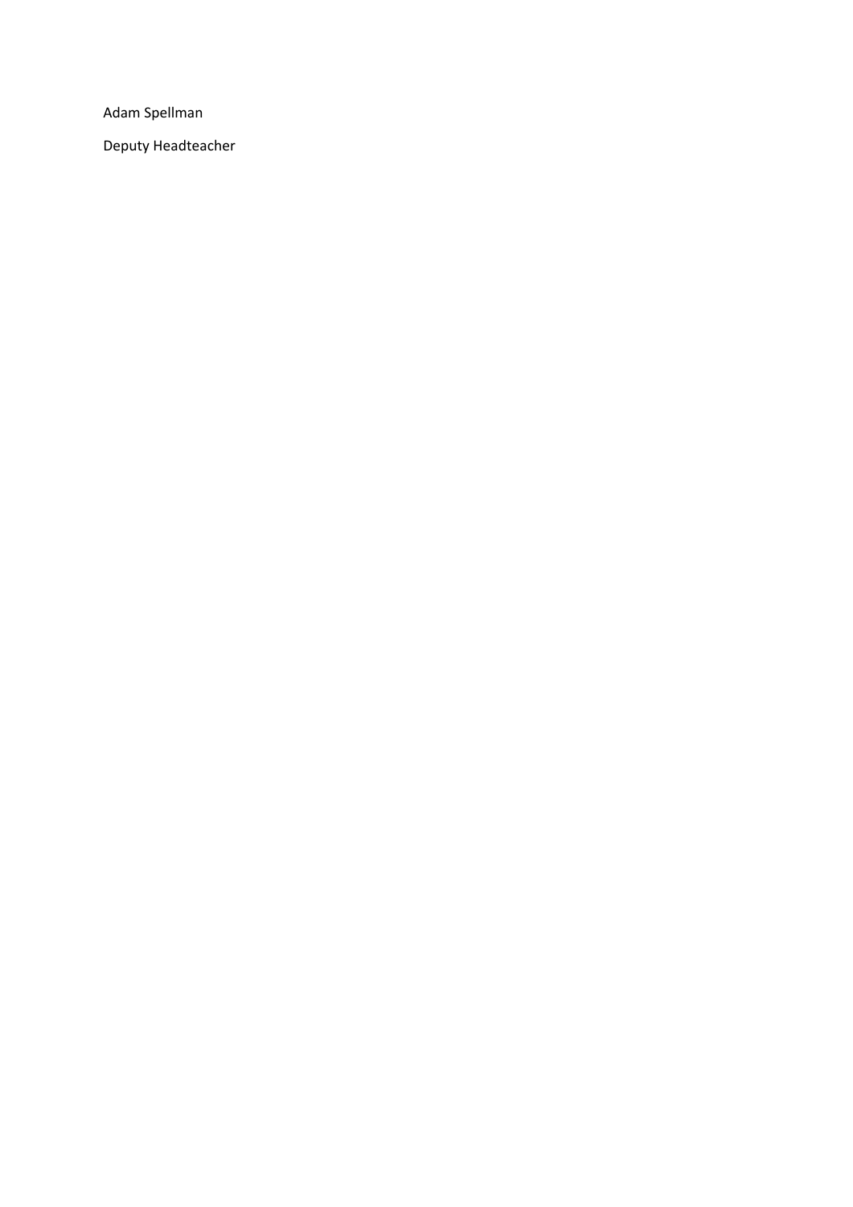Adam Spellman

Deputy Headteacher